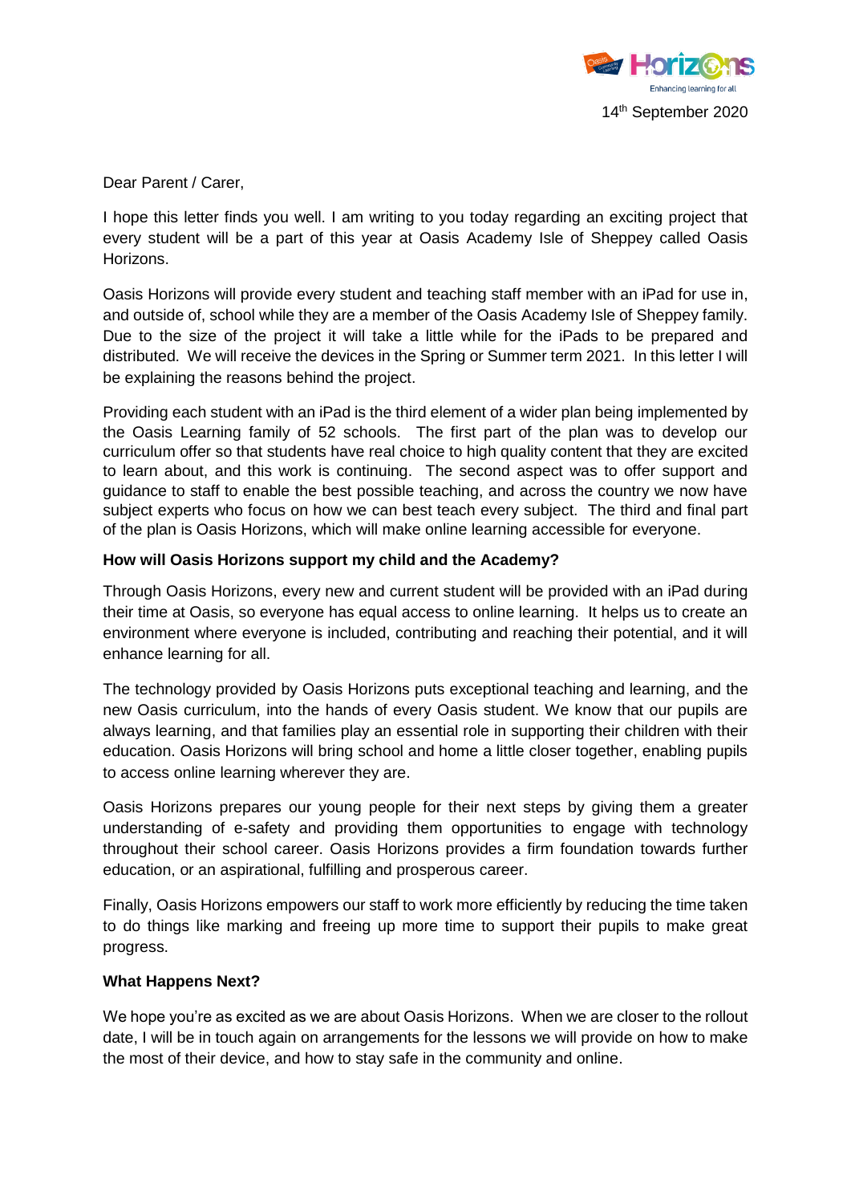Horizons
Enhancing learning for all

14th September 2020

Dear Parent / Carer,

I hope this letter finds you well. I am writing to you today regarding an exciting project that every student will be a part of this year at Oasis Academy Isle of Sheppey called Oasis Horizons.

Oasis Horizons will provide every student and teaching staff member with an iPad for use in, and outside of, school while they are a member of the Oasis Academy Isle of Sheppey family. Due to the size of the project it will take a little while for the iPads to be prepared and distributed. We will receive the devices in the Spring or Summer term 2021. In this letter I will be explaining the reasons behind the project.

Providing each student with an iPad is the third element of a wider plan being implemented by the Oasis Learning family of 52 schools. The first part of the plan was to develop our curriculum offer so that students have real choice to high quality content that they are excited to learn about, and this work is continuing. The second aspect was to offer support and guidance to staff to enable the best possible teaching, and across the country we now have subject experts who focus on how we can best teach every subject. The third and final part of the plan is Oasis Horizons, which will make online learning accessible for everyone.

**How will Oasis Horizons support my child and the Academy?**

Through Oasis Horizons, every new and current student will be provided with an iPad during their time at Oasis, so everyone has equal access to online learning. It helps us to create an environment where everyone is included, contributing and reaching their potential, and it will enhance learning for all.

The technology provided by Oasis Horizons puts exceptional teaching and learning, and the new Oasis curriculum, into the hands of every Oasis student. We know that our pupils are always learning, and that families play an essential role in supporting their children with their education. Oasis Horizons will bring school and home a little closer together, enabling pupils to access online learning wherever they are.

Oasis Horizons prepares our young people for their next steps by giving them a greater understanding of e-safety and providing them opportunities to engage with technology throughout their school career. Oasis Horizons provides a firm foundation towards further education, or an aspirational, fulfilling and prosperous career.

Finally, Oasis Horizons empowers our staff to work more efficiently by reducing the time taken to do things like marking and freeing up more time to support their pupils to make great progress.

**What Happens Next?**

We hope you're as excited as we are about Oasis Horizons. When we are closer to the rollout date, I will be in touch again on arrangements for the lessons we will provide on how to make the most of their device, and how to stay safe in the community and online.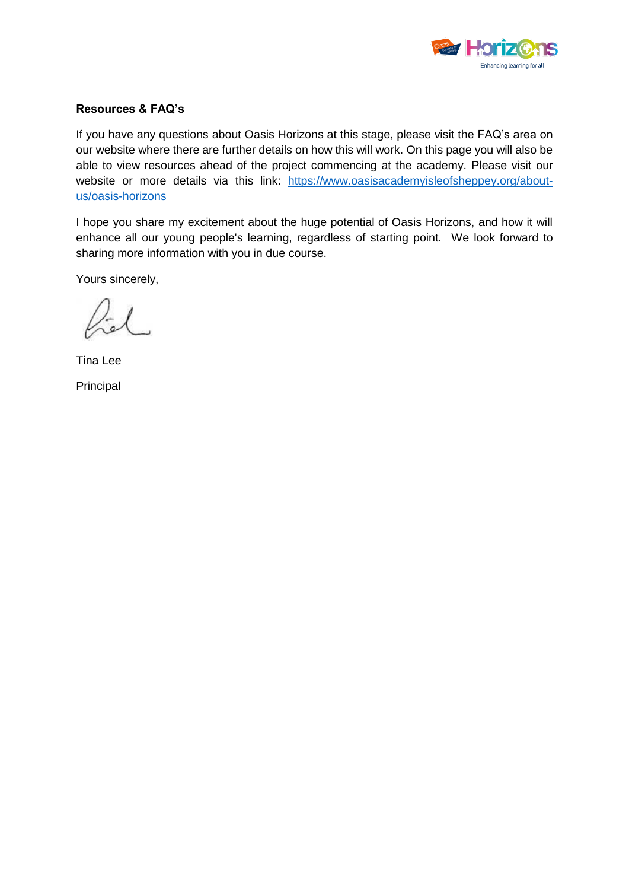**Resources & FAQ's**

If you have any questions about Oasis Horizons at this stage, please visit the FAQ's area on our website where there are further details on how this will work. On this page you will also be able to view resources ahead of the project commencing at the academy. Please visit our website or more details via this link: [https://www.oasisacademyisleofsheppey.org/about-us/oasis-horizons](https://www.oasisacademyisleofsheppey.org/about-us/oasis-horizons)

I hope you share my excitement about the huge potential of Oasis Horizons, and how it will enhance all our young people's learning, regardless of starting point. We look forward to sharing more information with you in due course.

Yours sincerely,

Tina Lee

Principal